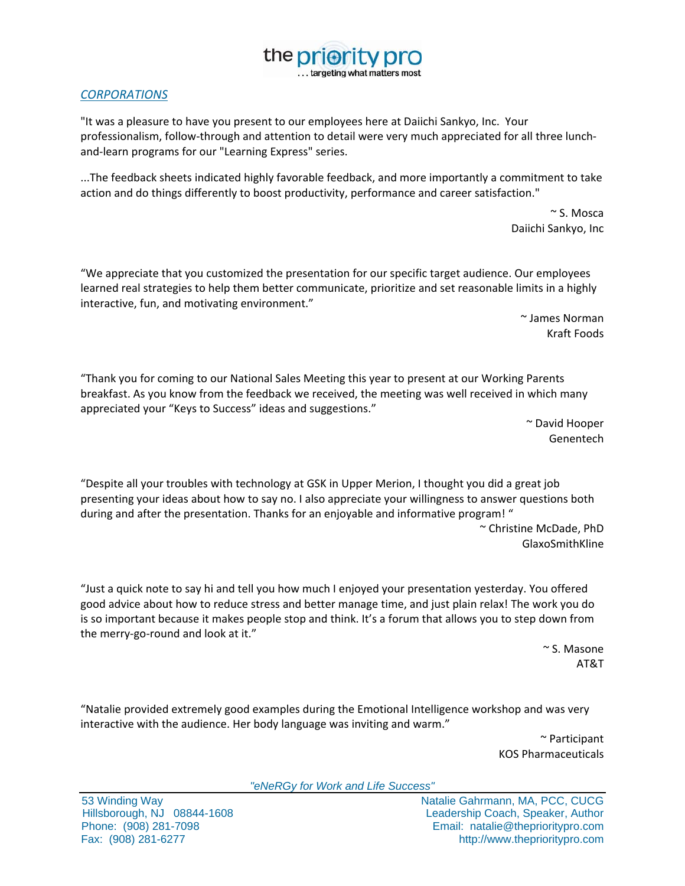the priority pro
. . . targeting what matters most

*CORPORATIONS*

"It was a pleasure to have you present to our employees here at Daiichi Sankyo, Inc. Your professionalism, follow-through and attention to detail were very much appreciated for all three lunch-and-learn programs for our "Learning Express" series.

...The feedback sheets indicated highly favorable feedback, and more importantly a commitment to take action and do things differently to boost productivity, performance and career satisfaction."

~ S. Mosca
Daiichi Sankyo, Inc

"We appreciate that you customized the presentation for our specific target audience. Our employees learned real strategies to help them better communicate, prioritize and set reasonable limits in a highly interactive, fun, and motivating environment."

~ James Norman
Kraft Foods

"Thank you for coming to our National Sales Meeting this year to present at our Working Parents breakfast. As you know from the feedback we received, the meeting was well received in which many appreciated your "Keys to Success" ideas and suggestions."

~ David Hooper
Genentech

"Despite all your troubles with technology at GSK in Upper Merion, I thought you did a great job presenting your ideas about how to say no. I also appreciate your willingness to answer questions both during and after the presentation. Thanks for an enjoyable and informative program! "

~ Christine McDade, PhD
GlaxoSmithKline

"Just a quick note to say hi and tell you how much I enjoyed your presentation yesterday. You offered good advice about how to reduce stress and better manage time, and just plain relax! The work you do is so important because it makes people stop and think. It's a forum that allows you to step down from the merry-go-round and look at it."

~ S. Masone
AT&T

"Natalie provided extremely good examples during the Emotional Intelligence workshop and was very interactive with the audience. Her body language was inviting and warm."

~ Participant
KOS Pharmaceuticals

*"eNeRGy for Work and Life Success"*

53 Winding Way
Hillsborough, NJ 08844-1608
Phone: (908) 281-7098
Fax: (908) 281-6277

Natalie Gahrmann, MA, PCC, CUCG
Leadership Coach, Speaker, Author
Email: natalie@theprioritypro.com
http://www.theprioritypro.com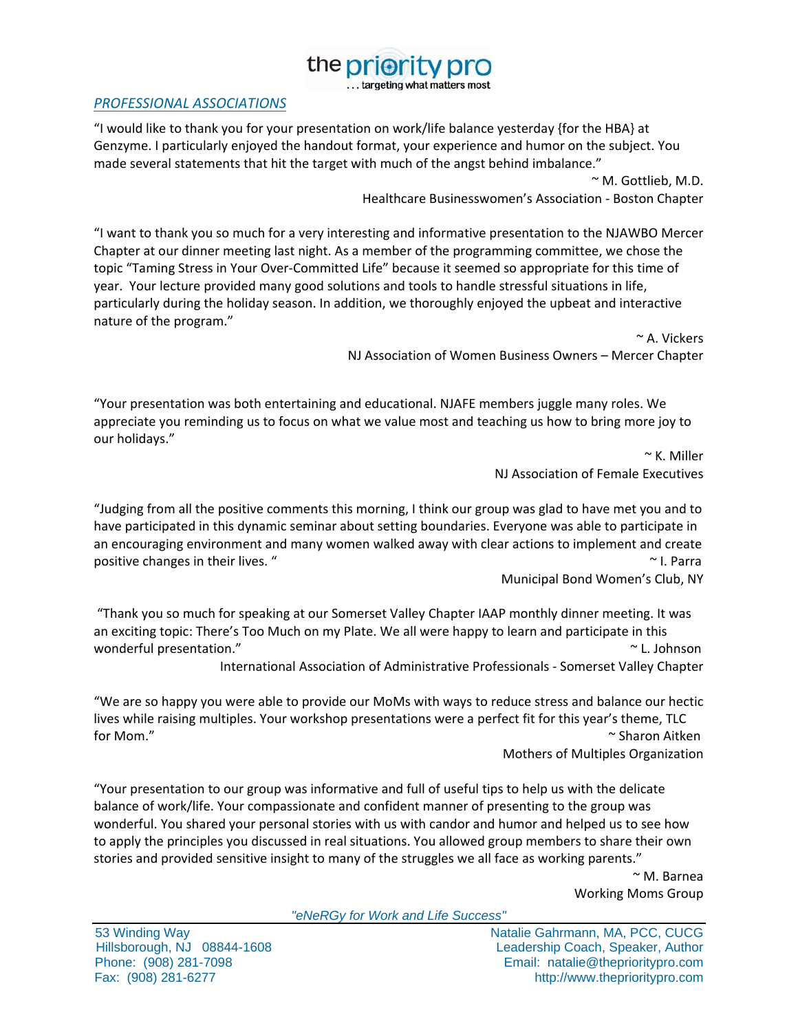*PROFESSIONAL ASSOCIATIONS*

"I would like to thank you for your presentation on work/life balance yesterday {for the HBA} at Genzyme. I particularly enjoyed the handout format, your experience and humor on the subject. You made several statements that hit the target with much of the angst behind imbalance."

~ M. Gottlieb, M.D.
Healthcare Businesswomen's Association - Boston Chapter

"I want to thank you so much for a very interesting and informative presentation to the NJAWBO Mercer Chapter at our dinner meeting last night. As a member of the programming committee, we chose the topic "Taming Stress in Your Over-Committed Life" because it seemed so appropriate for this time of year. Your lecture provided many good solutions and tools to handle stressful situations in life, particularly during the holiday season. In addition, we thoroughly enjoyed the upbeat and interactive nature of the program."

~ A. Vickers
NJ Association of Women Business Owners – Mercer Chapter

"Your presentation was both entertaining and educational. NJAFE members juggle many roles. We appreciate you reminding us to focus on what we value most and teaching us how to bring more joy to our holidays."

~ K. Miller
NJ Association of Female Executives

"Judging from all the positive comments this morning, I think our group was glad to have met you and to have participated in this dynamic seminar about setting boundaries. Everyone was able to participate in an encouraging environment and many women walked away with clear actions to implement and create positive changes in their lives. "

~ I. Parra
Municipal Bond Women's Club, NY

"Thank you so much for speaking at our Somerset Valley Chapter IAAP monthly dinner meeting. It was an exciting topic: There's Too Much on my Plate. We all were happy to learn and participate in this wonderful presentation."

~ L. Johnson
International Association of Administrative Professionals - Somerset Valley Chapter

"We are so happy you were able to provide our MoMs with ways to reduce stress and balance our hectic lives while raising multiples. Your workshop presentations were a perfect fit for this year's theme, TLC for Mom."

~ Sharon Aitken
Mothers of Multiples Organization

"Your presentation to our group was informative and full of useful tips to help us with the delicate balance of work/life. Your compassionate and confident manner of presenting to the group was wonderful. You shared your personal stories with us with candor and humor and helped us to see how to apply the principles you discussed in real situations. You allowed group members to share their own stories and provided sensitive insight to many of the struggles we all face as working parents."

~ M. Barnea
Working Moms Group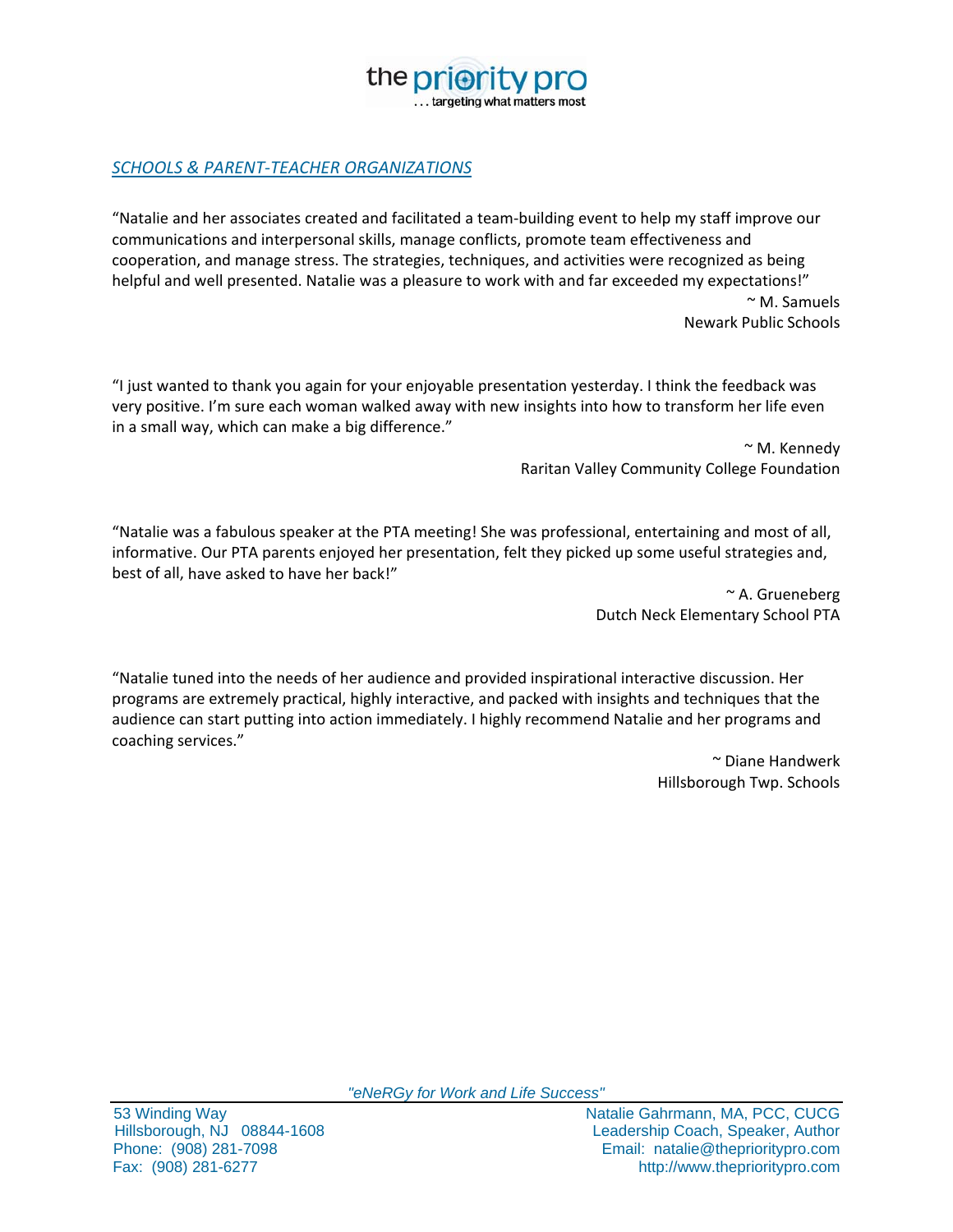## *SCHOOLS & PARENT-TEACHER ORGANIZATIONS*

"Natalie and her associates created and facilitated a team-building event to help my staff improve our communications and interpersonal skills, manage conflicts, promote team effectiveness and cooperation, and manage stress. The strategies, techniques, and activities were recognized as being helpful and well presented. Natalie was a pleasure to work with and far exceeded my expectations!"

~ M. Samuels
Newark Public Schools

"I just wanted to thank you again for your enjoyable presentation yesterday. I think the feedback was very positive. I'm sure each woman walked away with new insights into how to transform her life even in a small way, which can make a big difference."

~ M. Kennedy
Raritan Valley Community College Foundation

"Natalie was a fabulous speaker at the PTA meeting! She was professional, entertaining and most of all, informative. Our PTA parents enjoyed her presentation, felt they picked up some useful strategies and, best of all, have asked to have her back!"

~ A. Grueneberg
Dutch Neck Elementary School PTA

"Natalie tuned into the needs of her audience and provided inspirational interactive discussion. Her programs are extremely practical, highly interactive, and packed with insights and techniques that the audience can start putting into action immediately. I highly recommend Natalie and her programs and coaching services."

~ Diane Handwerk
Hillsborough Twp. Schools